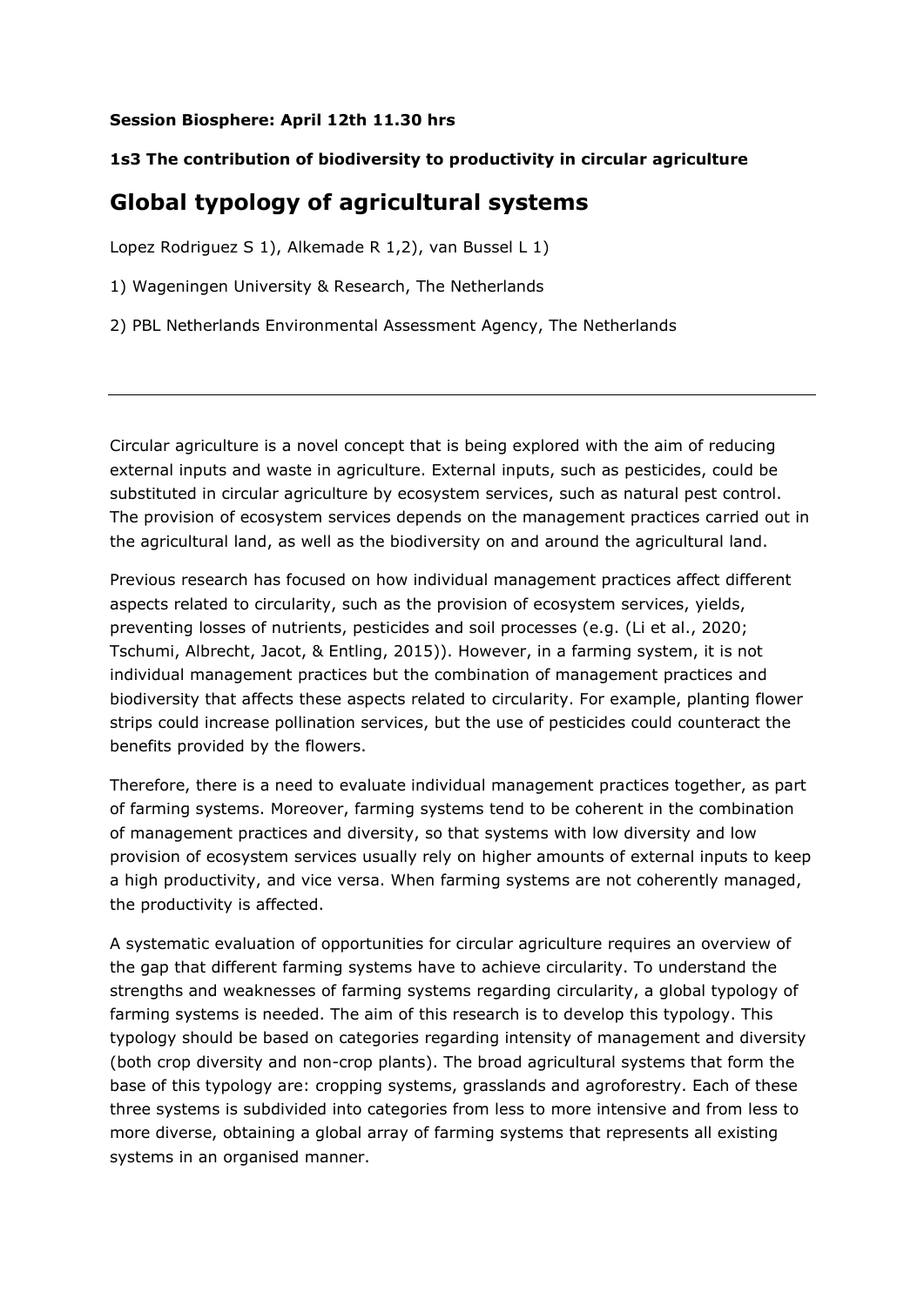**Session Biosphere: April 12th 11.30 hrs**

**1s3 The contribution of biodiversity to productivity in circular agriculture**

# Global typology of agricultural systems

Lopez Rodriguez S 1), Alkemade R 1,2), van Bussel L 1)

1) Wageningen University & Research, The Netherlands

2) PBL Netherlands Environmental Assessment Agency, The Netherlands

---

Circular agriculture is a novel concept that is being explored with the aim of reducing external inputs and waste in agriculture. External inputs, such as pesticides, could be substituted in circular agriculture by ecosystem services, such as natural pest control. The provision of ecosystem services depends on the management practices carried out in the agricultural land, as well as the biodiversity on and around the agricultural land.

Previous research has focused on how individual management practices affect different aspects related to circularity, such as the provision of ecosystem services, yields, preventing losses of nutrients, pesticides and soil processes (e.g. (Li et al., 2020; Tschumi, Albrecht, Jacot, & Entling, 2015)). However, in a farming system, it is not individual management practices but the combination of management practices and biodiversity that affects these aspects related to circularity. For example, planting flower strips could increase pollination services, but the use of pesticides could counteract the benefits provided by the flowers.

Therefore, there is a need to evaluate individual management practices together, as part of farming systems. Moreover, farming systems tend to be coherent in the combination of management practices and diversity, so that systems with low diversity and low provision of ecosystem services usually rely on higher amounts of external inputs to keep a high productivity, and vice versa. When farming systems are not coherently managed, the productivity is affected.

A systematic evaluation of opportunities for circular agriculture requires an overview of the gap that different farming systems have to achieve circularity. To understand the strengths and weaknesses of farming systems regarding circularity, a global typology of farming systems is needed. The aim of this research is to develop this typology. This typology should be based on categories regarding intensity of management and diversity (both crop diversity and non-crop plants). The broad agricultural systems that form the base of this typology are: cropping systems, grasslands and agroforestry. Each of these three systems is subdivided into categories from less to more intensive and from less to more diverse, obtaining a global array of farming systems that represents all existing systems in an organised manner.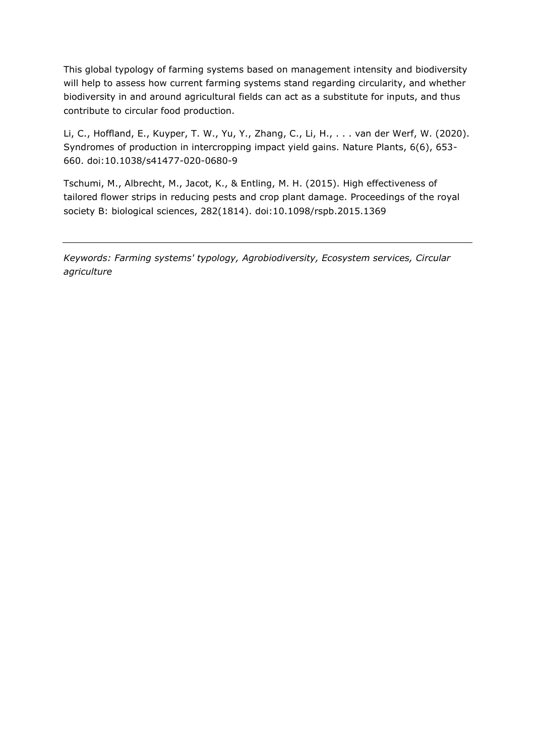This global typology of farming systems based on management intensity and biodiversity will help to assess how current farming systems stand regarding circularity, and whether biodiversity in and around agricultural fields can act as a substitute for inputs, and thus contribute to circular food production.

Li, C., Hoffland, E., Kuyper, T. W., Yu, Y., Zhang, C., Li, H., . . . van der Werf, W. (2020). Syndromes of production in intercropping impact yield gains. Nature Plants, 6(6), 653-660. doi:10.1038/s41477-020-0680-9

Tschumi, M., Albrecht, M., Jacot, K., & Entling, M. H. (2015). High effectiveness of tailored flower strips in reducing pests and crop plant damage. Proceedings of the royal society B: biological sciences, 282(1814). doi:10.1098/rspb.2015.1369

---

*Keywords: Farming systems' typology, Agrobiodiversity, Ecosystem services, Circular agriculture*